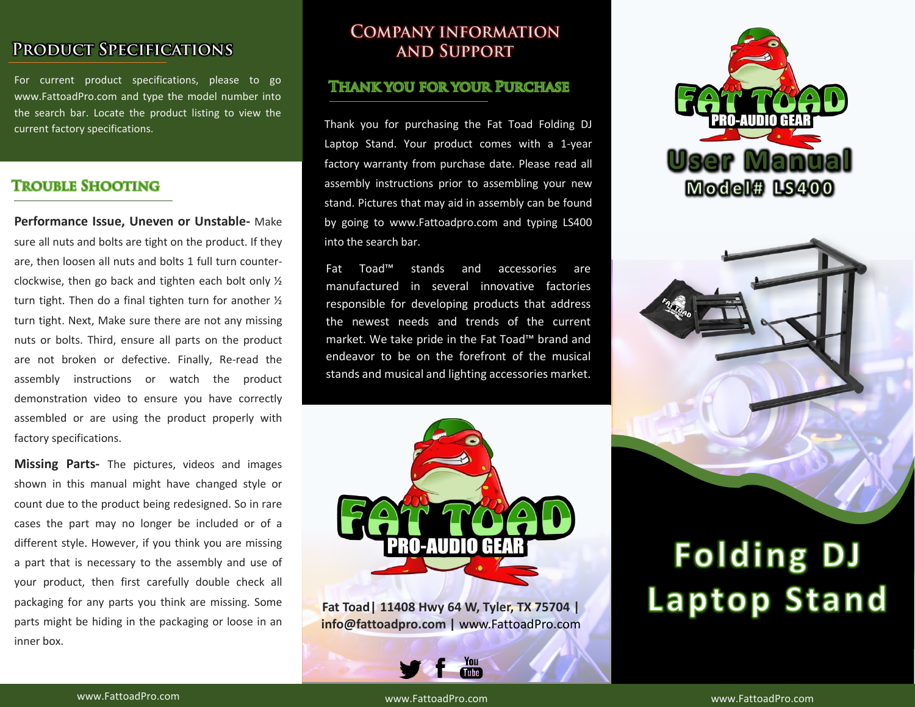## Product Specifications

For current product specifications, please to go www.FattoadPro.com and type the model number into the search bar. Locate the product listing to view the current factory specifications.

## Trouble Shooting

**Performance Issue, Uneven or Unstable-** Make sure all nuts and bolts are tight on the product. If they are, then loosen all nuts and bolts 1 full turn counter-clockwise, then go back and tighten each bolt only ½ turn tight. Then do a final tighten turn for another ½ turn tight. Next, Make sure there are not any missing nuts or bolts. Third, ensure all parts on the product are not broken or defective. Finally, Re-read the assembly instructions or watch the product demonstration video to ensure you have correctly assembled or are using the product properly with factory specifications.

**Missing Parts-** The pictures, videos and images shown in this manual might have changed style or count due to the product being redesigned. So in rare cases the part may no longer be included or of a different style. However, if you think you are missing a part that is necessary to the assembly and use of your product, then first carefully double check all packaging for any parts you think are missing. Some parts might be hiding in the packaging or loose in an inner box.

## Company Information and Support

### Thank you for your Purchase

Thank you for purchasing the Fat Toad Folding DJ Laptop Stand. Your product comes with a 1-year factory warranty from purchase date. Please read all assembly instructions prior to assembling your new stand. Pictures that may aid in assembly can be found by going to www.Fattoadpro.com and typing LS400 into the search bar.

Fat Toad™ stands and accessories are manufactured in several innovative factories responsible for developing products that address the newest needs and trends of the current market. We take pride in the Fat Toad™ brand and endeavor to be on the forefront of the musical stands and musical and lighting accessories market.

FAT TOAD PRO-AUDIO GEAR

**Fat Toad | 11408 Hwy 64 W, Tyler, TX 75704 | info@fattoadpro.com** | www.FattoadPro.com

FAT TOAD PRO-AUDIO GEAR

# User Manual

## Model# LS400

# Folding DJ Laptop Stand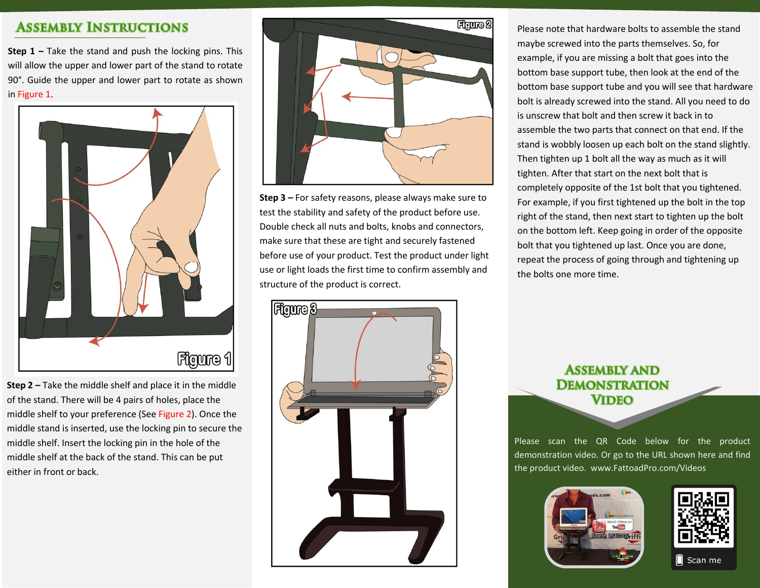## Assembly Instructions

**Step 1 –** Take the stand and push the locking pins. This will allow the upper and lower part of the stand to rotate 90°. Guide the upper and lower part to rotate as shown in Figure 1.

Figure 1

**Step 2 –** Take the middle shelf and place it in the middle of the stand. There will be 4 pairs of holes, place the middle shelf to your preference (See Figure 2). Once the middle stand is inserted, use the locking pin to secure the middle shelf. Insert the locking pin in the hole of the middle shelf at the back of the stand. This can be put either in front or back.

Figure 2

**Step 3 –** For safety reasons, please always make sure to test the stability and safety of the product before use. Double check all nuts and bolts, knobs and connectors, make sure that these are tight and securely fastened before use of your product. Test the product under light use or light loads the first time to confirm assembly and structure of the product is correct.

Figure 3

Please note that hardware bolts to assemble the stand maybe screwed into the parts themselves. So, for example, if you are missing a bolt that goes into the bottom base support tube, then look at the end of the bottom base support tube and you will see that hardware bolt is already screwed into the stand. All you need to do is unscrew that bolt and then screw it back in to assemble the two parts that connect on that end. If the stand is wobbly loosen up each bolt on the stand slightly. Then tighten up 1 bolt all the way as much as it will tighten. After that start on the next bolt that is completely opposite of the 1st bolt that you tightened. For example, if you first tightened up the bolt in the top right of the stand, then next start to tighten up the bolt on the bottom left. Keep going in order of the opposite bolt that you tightened up last. Once you are done, repeat the process of going through and tightening up the bolts one more time.

## Assembly and Demonstration Video

Please scan the QR Code below for the product demonstration video. Or go to the URL shown here and find the product video. www.FattoadPro.com/Videos

Scan me